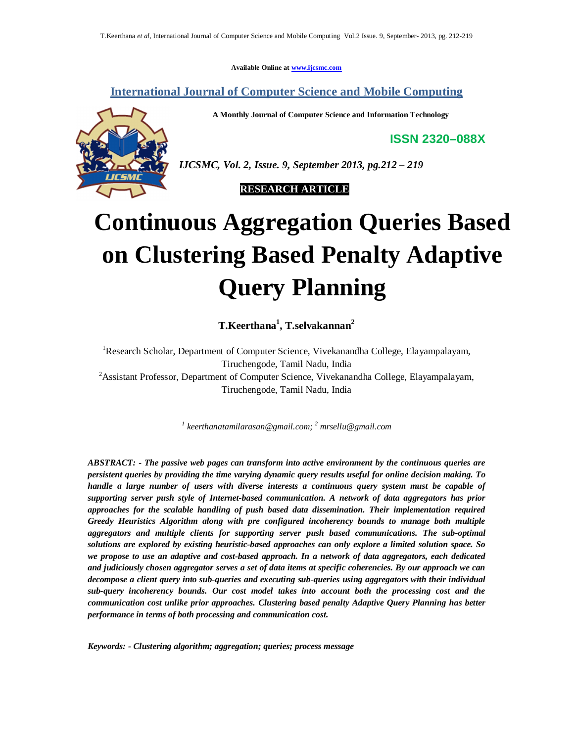Available Online at www.ijcsmc.com

**International Journal of Computer Science and Mobile Computing**

**A Monthly Journal of Computer Science and Information Technology**

**ISSN 2320–088X**

*IJCSMC, Vol. 2, Issue. 9, September 2013, pg.212 – 219*

**RESEARCH ARTICLE**

# Continuous Aggregation Queries Based on Clustering Based Penalty Adaptive Query Planning

**T.Keerthana[1], T.selvakannan[2]**

[1]Research Scholar, Department of Computer Science, Vivekanandha College, Elayampalayam, Tiruchengode, Tamil Nadu, India
[2]Assistant Professor, Department of Computer Science, Vivekanandha College, Elayampalayam, Tiruchengode, Tamil Nadu, India

*[1] keerthanatamilarasan@gmail.com; [2] mrsellu@gmail.com*

***ABSTRACT: - The passive web pages can transform into active environment by the continuous queries are persistent queries by providing the time varying dynamic query results useful for online decision making. To handle a large number of users with diverse interests a continuous query system must be capable of supporting server push style of Internet-based communication. A network of data aggregators has prior approaches for the scalable handling of push based data dissemination. Their implementation required Greedy Heuristics Algorithm along with pre configured incoherency bounds to manage both multiple aggregators and multiple clients for supporting server push based communications. The sub-optimal solutions are explored by existing heuristic-based approaches can only explore a limited solution space. So we propose to use an adaptive and cost-based approach. In a network of data aggregators, each dedicated and judiciously chosen aggregator serves a set of data items at specific coherencies. By our approach we can decompose a client query into sub-queries and executing sub-queries using aggregators with their individual sub-query incoherency bounds. Our cost model takes into account both the processing cost and the communication cost unlike prior approaches. Clustering based penalty Adaptive Query Planning has better performance in terms of both processing and communication cost.***

***Keywords: - Clustering algorithm; aggregation; queries; process message***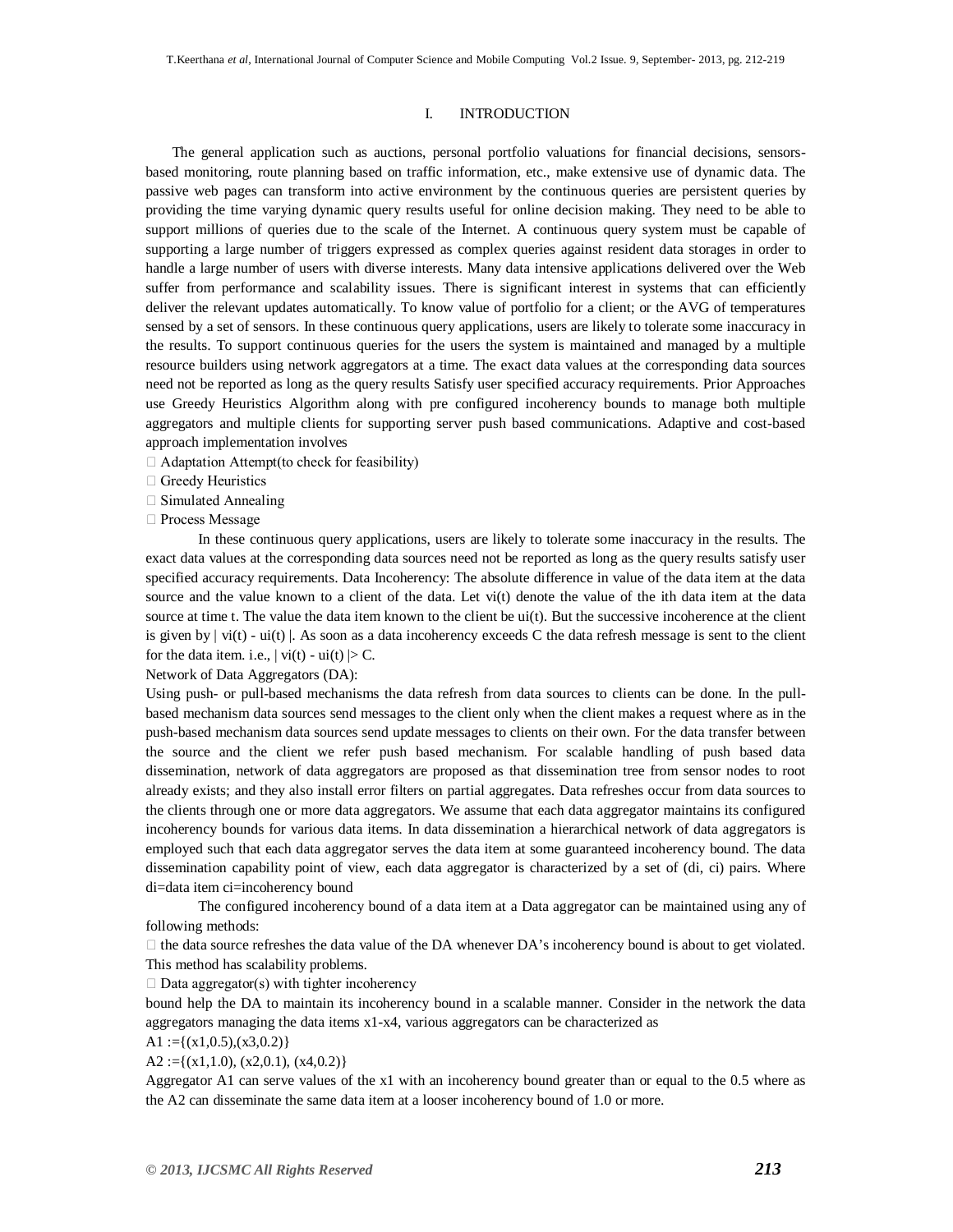## I. INTRODUCTION

The general application such as auctions, personal portfolio valuations for financial decisions, sensors-based monitoring, route planning based on traffic information, etc., make extensive use of dynamic data. The passive web pages can transform into active environment by the continuous queries are persistent queries by providing the time varying dynamic query results useful for online decision making. They need to be able to support millions of queries due to the scale of the Internet. A continuous query system must be capable of supporting a large number of triggers expressed as complex queries against resident data storages in order to handle a large number of users with diverse interests. Many data intensive applications delivered over the Web suffer from performance and scalability issues. There is significant interest in systems that can efficiently deliver the relevant updates automatically. To know value of portfolio for a client; or the AVG of temperatures sensed by a set of sensors. In these continuous query applications, users are likely to tolerate some inaccuracy in the results. To support continuous queries for the users the system is maintained and managed by a multiple resource builders using network aggregators at a time. The exact data values at the corresponding data sources need not be reported as long as the query results Satisfy user specified accuracy requirements. Prior Approaches use Greedy Heuristics Algorithm along with pre configured incoherency bounds to manage both multiple aggregators and multiple clients for supporting server push based communications. Adaptive and cost-based approach implementation involves

- Adaptation Attempt(to check for feasibility)
- Greedy Heuristics
- Simulated Annealing
- Process Message

In these continuous query applications, users are likely to tolerate some inaccuracy in the results. The exact data values at the corresponding data sources need not be reported as long as the query results satisfy user specified accuracy requirements. Data Incoherency: The absolute difference in value of the data item at the data source and the value known to a client of the data. Let vi(t) denote the value of the ith data item at the data source at time t. The value the data item known to the client be ui(t). But the successive incoherence at the client is given by $| vi(t) - ui(t) |$. As soon as a data incoherency exceeds C the data refresh message is sent to the client for the data item. i.e., $| vi(t) - ui(t) |> C$.

Network of Data Aggregators (DA):

Using push- or pull-based mechanisms the data refresh from data sources to clients can be done. In the pull-based mechanism data sources send messages to the client only when the client makes a request where as in the push-based mechanism data sources send update messages to clients on their own. For the data transfer between the source and the client we refer push based mechanism. For scalable handling of push based data dissemination, network of data aggregators are proposed as that dissemination tree from sensor nodes to root already exists; and they also install error filters on partial aggregates. Data refreshes occur from data sources to the clients through one or more data aggregators. We assume that each data aggregator maintains its configured incoherency bounds for various data items. In data dissemination a hierarchical network of data aggregators is employed such that each data aggregator serves the data item at some guaranteed incoherency bound. The data dissemination capability point of view, each data aggregator is characterized by a set of (di, ci) pairs. Where di=data item ci=incoherency bound

The configured incoherency bound of a data item at a Data aggregator can be maintained using any of following methods:

- the data source refreshes the data value of the DA whenever DA's incoherency bound is about to get violated. This method has scalability problems.
- Data aggregator(s) with tighter incoherency

bound help the DA to maintain its incoherency bound in a scalable manner. Consider in the network the data aggregators managing the data items x1-x4, various aggregators can be characterized as

A1 :={(x1,0.5),(x3,0.2)}

A2 :={(x1,1.0), (x2,0.1), (x4,0.2)}

Aggregator A1 can serve values of the x1 with an incoherency bound greater than or equal to the 0.5 where as the A2 can disseminate the same data item at a looser incoherency bound of 1.0 or more.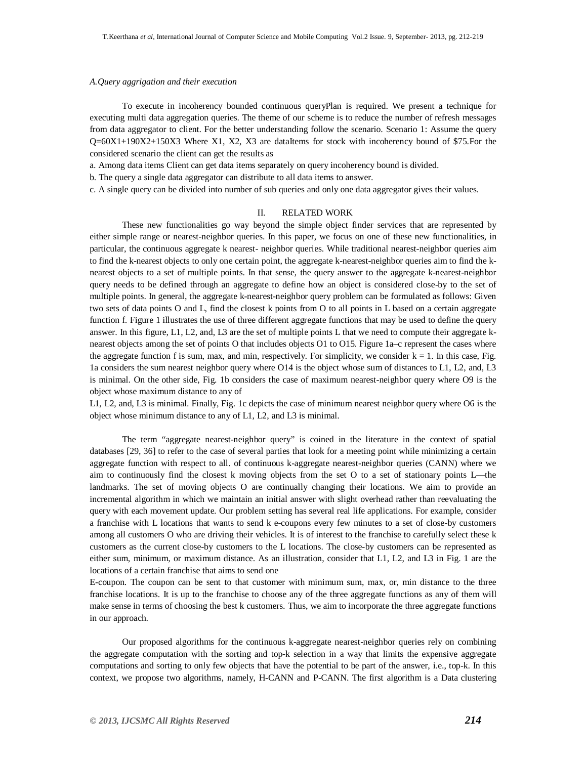*A.Query aggrigation and their execution*

To execute in incoherency bounded continuous queryPlan is required. We present a technique for executing multi data aggregation queries. The theme of our scheme is to reduce the number of refresh messages from data aggregator to client. For the better understanding follow the scenario. Scenario 1: Assume the query Q=60X1+190X2+150X3 Where X1, X2, X3 are dataItems for stock with incoherency bound of $75.For the considered scenario the client can get the results as

a. Among data items Client can get data items separately on query incoherency bound is divided.

b. The query a single data aggregator can distribute to all data items to answer.

c. A single query can be divided into number of sub queries and only one data aggregator gives their values.

## II. RELATED WORK

These new functionalities go way beyond the simple object finder services that are represented by either simple range or nearest-neighbor queries. In this paper, we focus on one of these new functionalities, in particular, the continuous aggregate k nearest- neighbor queries. While traditional nearest-neighbor queries aim to find the k-nearest objects to only one certain point, the aggregate k-nearest-neighbor queries aim to find the k-nearest objects to a set of multiple points. In that sense, the query answer to the aggregate k-nearest-neighbor query needs to be defined through an aggregate to define how an object is considered close-by to the set of multiple points. In general, the aggregate k-nearest-neighbor query problem can be formulated as follows: Given two sets of data points O and L, find the closest k points from O to all points in L based on a certain aggregate function f. Figure 1 illustrates the use of three different aggregate functions that may be used to define the query answer. In this figure, L1, L2, and, L3 are the set of multiple points L that we need to compute their aggregate k-nearest objects among the set of points O that includes objects O1 to O15. Figure 1a–c represent the cases where the aggregate function f is sum, max, and min, respectively. For simplicity, we consider k = 1. In this case, Fig. 1a considers the sum nearest neighbor query where O14 is the object whose sum of distances to L1, L2, and, L3 is minimal. On the other side, Fig. 1b considers the case of maximum nearest-neighbor query where O9 is the object whose maximum distance to any of L1, L2, and, L3 is minimal. Finally, Fig. 1c depicts the case of minimum nearest neighbor query where O6 is the object whose minimum distance to any of L1, L2, and L3 is minimal.

The term "aggregate nearest-neighbor query" is coined in the literature in the context of spatial databases [29, 36] to refer to the case of several parties that look for a meeting point while minimizing a certain aggregate function with respect to all. of continuous k-aggregate nearest-neighbor queries (CANN) where we aim to continuously find the closest k moving objects from the set O to a set of stationary points L—the landmarks. The set of moving objects O are continually changing their locations. We aim to provide an incremental algorithm in which we maintain an initial answer with slight overhead rather than reevaluating the query with each movement update. Our problem setting has several real life applications. For example, consider a franchise with L locations that wants to send k e-coupons every few minutes to a set of close-by customers among all customers O who are driving their vehicles. It is of interest to the franchise to carefully select these k customers as the current close-by customers to the L locations. The close-by customers can be represented as either sum, minimum, or maximum distance. As an illustration, consider that L1, L2, and L3 in Fig. 1 are the locations of a certain franchise that aims to send one E-coupon. The coupon can be sent to that customer with minimum sum, max, or, min distance to the three franchise locations. It is up to the franchise to choose any of the three aggregate functions as any of them will make sense in terms of choosing the best k customers. Thus, we aim to incorporate the three aggregate functions in our approach.

Our proposed algorithms for the continuous k-aggregate nearest-neighbor queries rely on combining the aggregate computation with the sorting and top-k selection in a way that limits the expensive aggregate computations and sorting to only few objects that have the potential to be part of the answer, i.e., top-k. In this context, we propose two algorithms, namely, H-CANN and P-CANN. The first algorithm is a Data clustering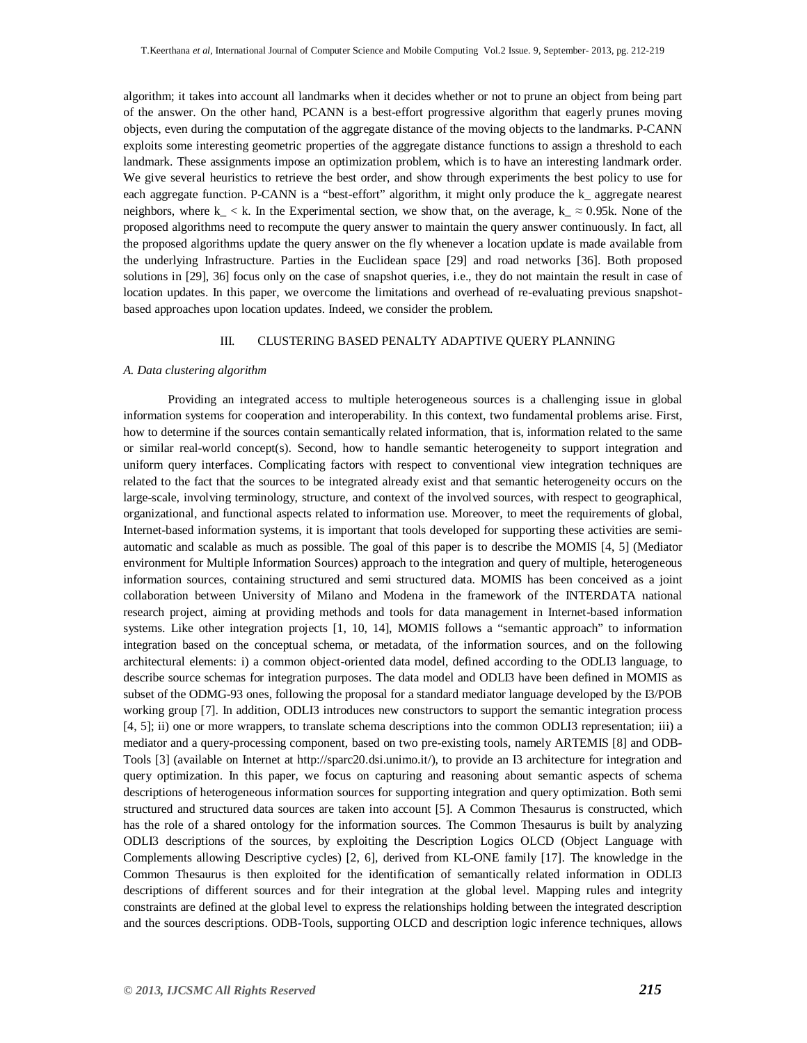algorithm; it takes into account all landmarks when it decides whether or not to prune an object from being part of the answer. On the other hand, PCANN is a best-effort progressive algorithm that eagerly prunes moving objects, even during the computation of the aggregate distance of the moving objects to the landmarks. P-CANN exploits some interesting geometric properties of the aggregate distance functions to assign a threshold to each landmark. These assignments impose an optimization problem, which is to have an interesting landmark order. We give several heuristics to retrieve the best order, and show through experiments the best policy to use for each aggregate function. P-CANN is a "best-effort" algorithm, it might only produce the k_ aggregate nearest neighbors, where k_ < k. In the Experimental section, we show that, on the average, k_ ≈ 0.95k. None of the proposed algorithms need to recompute the query answer to maintain the query answer continuously. In fact, all the proposed algorithms update the query answer on the fly whenever a location update is made available from the underlying Infrastructure. Parties in the Euclidean space [29] and road networks [36]. Both proposed solutions in [29], 36] focus only on the case of snapshot queries, i.e., they do not maintain the result in case of location updates. In this paper, we overcome the limitations and overhead of re-evaluating previous snapshot-based approaches upon location updates. Indeed, we consider the problem.

## III. CLUSTERING BASED PENALTY ADAPTIVE QUERY PLANNING

### *A. Data clustering algorithm*

Providing an integrated access to multiple heterogeneous sources is a challenging issue in global information systems for cooperation and interoperability. In this context, two fundamental problems arise. First, how to determine if the sources contain semantically related information, that is, information related to the same or similar real-world concept(s). Second, how to handle semantic heterogeneity to support integration and uniform query interfaces. Complicating factors with respect to conventional view integration techniques are related to the fact that the sources to be integrated already exist and that semantic heterogeneity occurs on the large-scale, involving terminology, structure, and context of the involved sources, with respect to geographical, organizational, and functional aspects related to information use. Moreover, to meet the requirements of global, Internet-based information systems, it is important that tools developed for supporting these activities are semi-automatic and scalable as much as possible. The goal of this paper is to describe the MOMIS [4, 5] (Mediator environment for Multiple Information Sources) approach to the integration and query of multiple, heterogeneous information sources, containing structured and semi structured data. MOMIS has been conceived as a joint collaboration between University of Milano and Modena in the framework of the INTERDATA national research project, aiming at providing methods and tools for data management in Internet-based information systems. Like other integration projects [1, 10, 14], MOMIS follows a "semantic approach" to information integration based on the conceptual schema, or metadata, of the information sources, and on the following architectural elements: i) a common object-oriented data model, defined according to the ODLI3 language, to describe source schemas for integration purposes. The data model and ODLI3 have been defined in MOMIS as subset of the ODMG-93 ones, following the proposal for a standard mediator language developed by the I3/POB working group [7]. In addition, ODLI3 introduces new constructors to support the semantic integration process [4, 5]; ii) one or more wrappers, to translate schema descriptions into the common ODLI3 representation; iii) a mediator and a query-processing component, based on two pre-existing tools, namely ARTEMIS [8] and ODB-Tools [3] (available on Internet at http://sparc20.dsi.unimo.it/), to provide an I3 architecture for integration and query optimization. In this paper, we focus on capturing and reasoning about semantic aspects of schema descriptions of heterogeneous information sources for supporting integration and query optimization. Both semi structured and structured data sources are taken into account [5]. A Common Thesaurus is constructed, which has the role of a shared ontology for the information sources. The Common Thesaurus is built by analyzing ODLI3 descriptions of the sources, by exploiting the Description Logics OLCD (Object Language with Complements allowing Descriptive cycles) [2, 6], derived from KL-ONE family [17]. The knowledge in the Common Thesaurus is then exploited for the identification of semantically related information in ODLI3 descriptions of different sources and for their integration at the global level. Mapping rules and integrity constraints are defined at the global level to express the relationships holding between the integrated description and the sources descriptions. ODB-Tools, supporting OLCD and description logic inference techniques, allows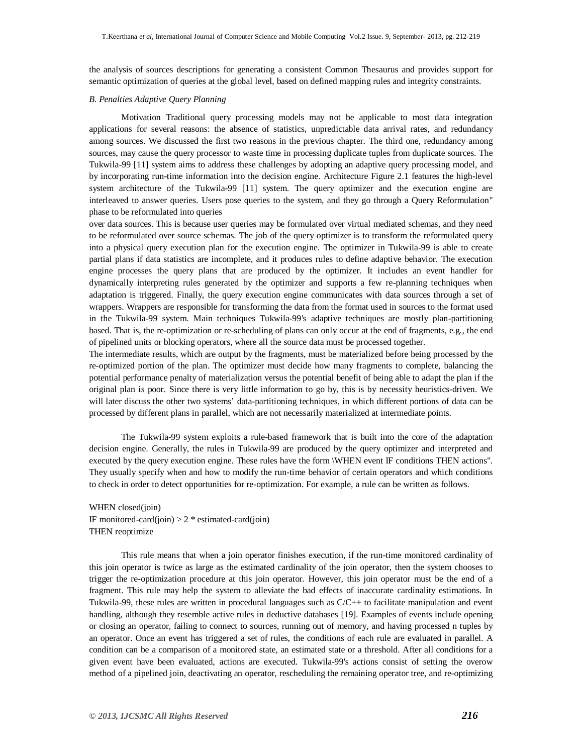the analysis of sources descriptions for generating a consistent Common Thesaurus and provides support for semantic optimization of queries at the global level, based on defined mapping rules and integrity constraints.

### *B. Penalties Adaptive Query Planning*

Motivation Traditional query processing models may not be applicable to most data integration applications for several reasons: the absence of statistics, unpredictable data arrival rates, and redundancy among sources. We discussed the first two reasons in the previous chapter. The third one, redundancy among sources, may cause the query processor to waste time in processing duplicate tuples from duplicate sources. The Tukwila-99 [11] system aims to address these challenges by adopting an adaptive query processing model, and by incorporating run-time information into the decision engine. Architecture Figure 2.1 features the high-level system architecture of the Tukwila-99 [11] system. The query optimizer and the execution engine are interleaved to answer queries. Users pose queries to the system, and they go through a Query Reformulation" phase to be reformulated into queries over data sources. This is because user queries may be formulated over virtual mediated schemas, and they need to be reformulated over source schemas. The job of the query optimizer is to transform the reformulated query into a physical query execution plan for the execution engine. The optimizer in Tukwila-99 is able to create partial plans if data statistics are incomplete, and it produces rules to define adaptive behavior. The execution engine processes the query plans that are produced by the optimizer. It includes an event handler for dynamically interpreting rules generated by the optimizer and supports a few re-planning techniques when adaptation is triggered. Finally, the query execution engine communicates with data sources through a set of wrappers. Wrappers are responsible for transforming the data from the format used in sources to the format used in the Tukwila-99 system. Main techniques Tukwila-99's adaptive techniques are mostly plan-partitioning based. That is, the re-optimization or re-scheduling of plans can only occur at the end of fragments, e.g., the end of pipelined units or blocking operators, where all the source data must be processed together.

The intermediate results, which are output by the fragments, must be materialized before being processed by the re-optimized portion of the plan. The optimizer must decide how many fragments to complete, balancing the potential performance penalty of materialization versus the potential benefit of being able to adapt the plan if the original plan is poor. Since there is very little information to go by, this is by necessity heuristics-driven. We will later discuss the other two systems' data-partitioning techniques, in which different portions of data can be processed by different plans in parallel, which are not necessarily materialized at intermediate points.

The Tukwila-99 system exploits a rule-based framework that is built into the core of the adaptation decision engine. Generally, the rules in Tukwila-99 are produced by the query optimizer and interpreted and executed by the query execution engine. These rules have the form \WHEN event IF conditions THEN actions". They usually specify when and how to modify the run-time behavior of certain operators and which conditions to check in order to detect opportunities for re-optimization. For example, a rule can be written as follows.

```
WHEN closed(join)
IF monitored-card(join) > 2 * estimated-card(join)
THEN reoptimize
```

This rule means that when a join operator finishes execution, if the run-time monitored cardinality of this join operator is twice as large as the estimated cardinality of the join operator, then the system chooses to trigger the re-optimization procedure at this join operator. However, this join operator must be the end of a fragment. This rule may help the system to alleviate the bad effects of inaccurate cardinality estimations. In Tukwila-99, these rules are written in procedural languages such as C/C++ to facilitate manipulation and event handling, although they resemble active rules in deductive databases [19]. Examples of events include opening or closing an operator, failing to connect to sources, running out of memory, and having processed n tuples by an operator. Once an event has triggered a set of rules, the conditions of each rule are evaluated in parallel. A condition can be a comparison of a monitored state, an estimated state or a threshold. After all conditions for a given event have been evaluated, actions are executed. Tukwila-99's actions consist of setting the overow method of a pipelined join, deactivating an operator, rescheduling the remaining operator tree, and re-optimizing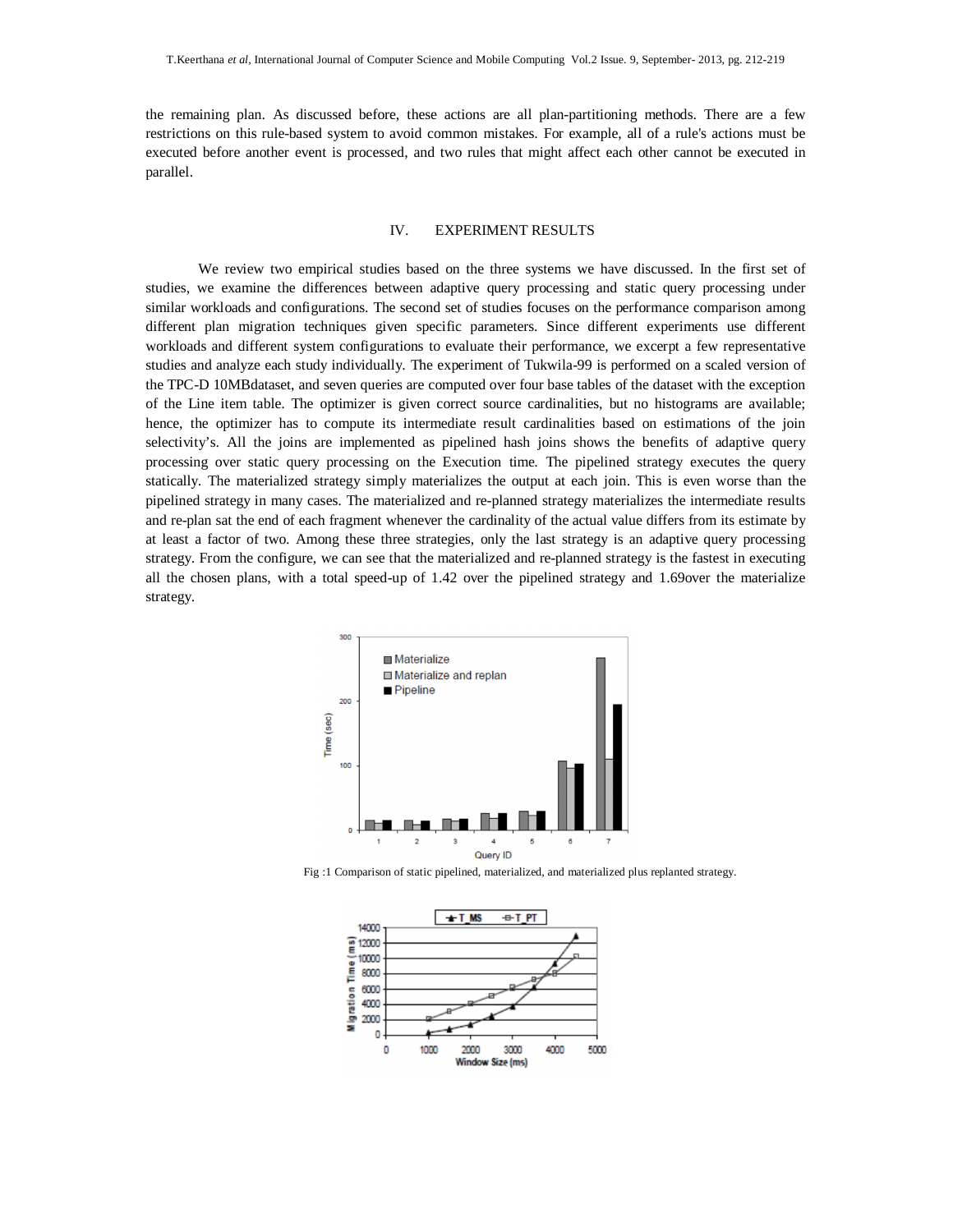the remaining plan. As discussed before, these actions are all plan-partitioning methods. There are a few restrictions on this rule-based system to avoid common mistakes. For example, all of a rule's actions must be executed before another event is processed, and two rules that might affect each other cannot be executed in parallel.

## IV. EXPERIMENT RESULTS

We review two empirical studies based on the three systems we have discussed. In the first set of studies, we examine the differences between adaptive query processing and static query processing under similar workloads and configurations. The second set of studies focuses on the performance comparison among different plan migration techniques given specific parameters. Since different experiments use different workloads and different system configurations to evaluate their performance, we excerpt a few representative studies and analyze each study individually. The experiment of Tukwila-99 is performed on a scaled version of the TPC-D 10MBdataset, and seven queries are computed over four base tables of the dataset with the exception of the Line item table. The optimizer is given correct source cardinalities, but no histograms are available; hence, the optimizer has to compute its intermediate result cardinalities based on estimations of the join selectivity's. All the joins are implemented as pipelined hash joins shows the benefits of adaptive query processing over static query processing on the Execution time. The pipelined strategy executes the query statically. The materialized strategy simply materializes the output at each join. This is even worse than the pipelined strategy in many cases. The materialized and re-planned strategy materializes the intermediate results and re-plan sat the end of each fragment whenever the cardinality of the actual value differs from its estimate by at least a factor of two. Among these three strategies, only the last strategy is an adaptive query processing strategy. From the configure, we can see that the materialized and re-planned strategy is the fastest in executing all the chosen plans, with a total speed-up of 1.42 over the pipelined strategy and 1.69over the materialize strategy.

Fig :1 Comparison of static pipelined, materialized, and materialized plus replanted strategy.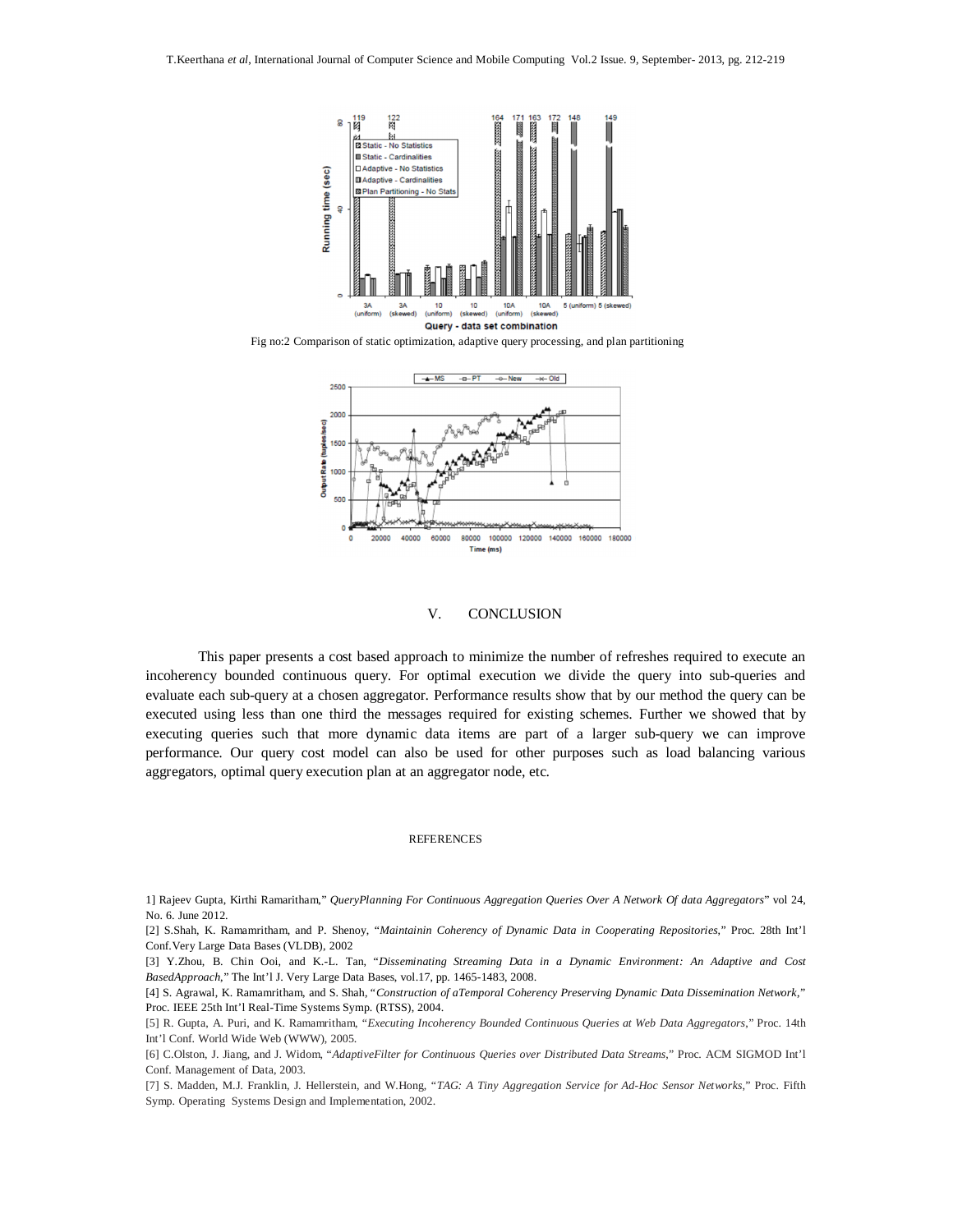Fig no:2 Comparison of static optimization, adaptive query processing, and plan partitioning

## V. CONCLUSION

This paper presents a cost based approach to minimize the number of refreshes required to execute an incoherency bounded continuous query. For optimal execution we divide the query into sub-queries and evaluate each sub-query at a chosen aggregator. Performance results show that by our method the query can be executed using less than one third the messages required for existing schemes. Further we showed that by executing queries such that more dynamic data items are part of a larger sub-query we can improve performance. Our query cost model can also be used for other purposes such as load balancing various aggregators, optimal query execution plan at an aggregator node, etc.

## REFERENCES

1] Rajeev Gupta, Kirthi Ramaritham," *QueryPlanning For Continuous Aggregation Queries Over A Network Of data Aggregators*" vol 24, No. 6. June 2012.

[2] S.Shah, K. Ramamritham, and P. Shenoy, "*Maintainin Coherency of Dynamic Data in Cooperating Repositories*," Proc. 28th Int'l Conf.Very Large Data Bases (VLDB), 2002

[3] Y.Zhou, B. Chin Ooi, and K.-L. Tan, "*Disseminating Streaming Data in a Dynamic Environment: An Adaptive and Cost BasedApproach*," The Int'l J. Very Large Data Bases, vol.17, pp. 1465-1483, 2008.

[4] S. Agrawal, K. Ramamritham, and S. Shah, "*Construction of aTemporal Coherency Preserving Dynamic Data Dissemination Network*," Proc. IEEE 25th Int'l Real-Time Systems Symp. (RTSS), 2004.

[5] R. Gupta, A. Puri, and K. Ramamritham, "*Executing Incoherency Bounded Continuous Queries at Web Data Aggregators*," Proc. 14th Int'l Conf. World Wide Web (WWW), 2005.

[6] C.Olston, J. Jiang, and J. Widom, "*AdaptiveFilter for Continuous Queries over Distributed Data Streams*," Proc. ACM SIGMOD Int'l Conf. Management of Data, 2003.

[7] S. Madden, M.J. Franklin, J. Hellerstein, and W.Hong, "*TAG: A Tiny Aggregation Service for Ad-Hoc Sensor Networks*," Proc. Fifth Symp. Operating Systems Design and Implementation, 2002.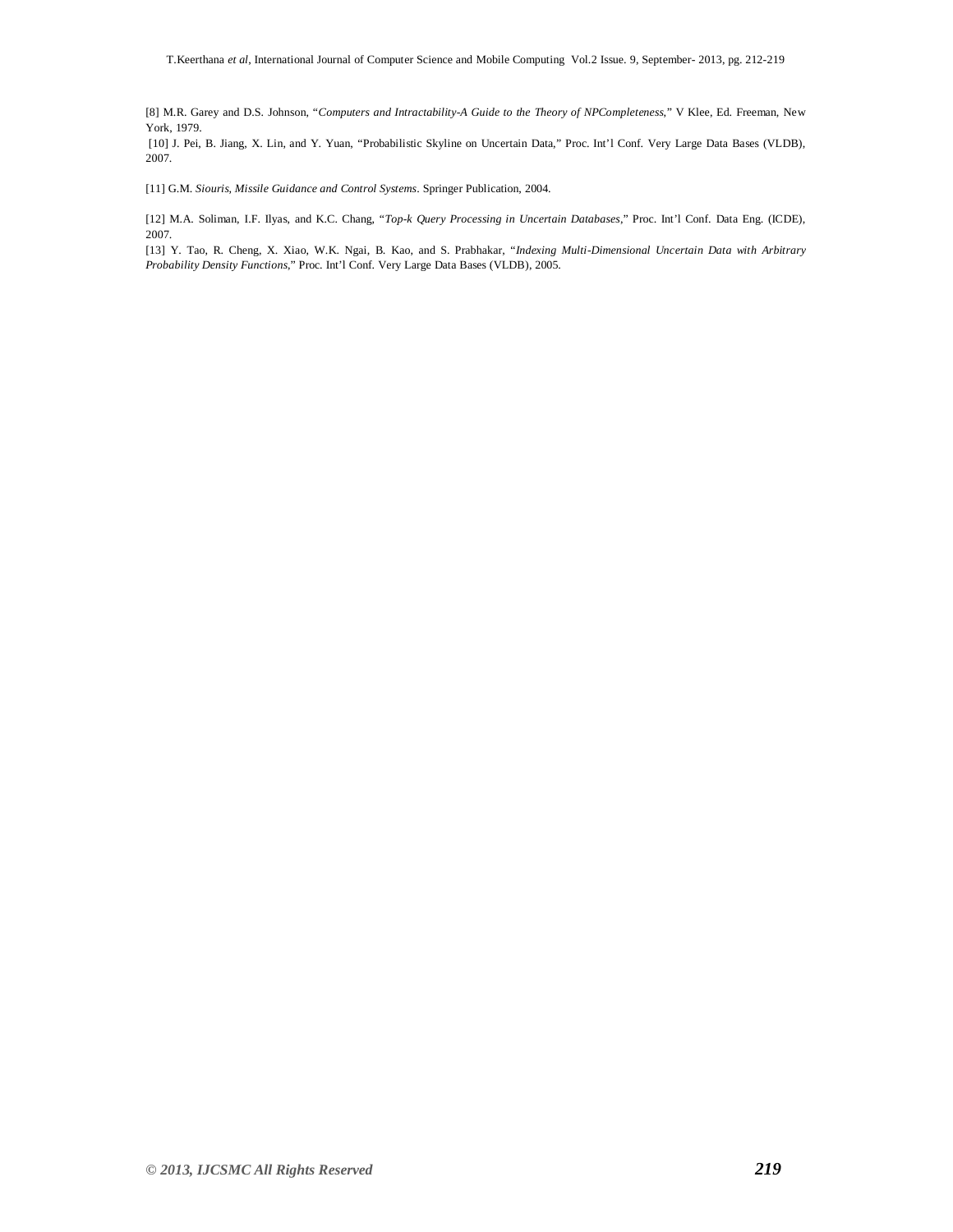[8] M.R. Garey and D.S. Johnson, "*Computers and Intractability-A Guide to the Theory of NPCompleteness*," V Klee, Ed. Freeman, New York, 1979.

[10] J. Pei, B. Jiang, X. Lin, and Y. Yuan, "Probabilistic Skyline on Uncertain Data," Proc. Int'l Conf. Very Large Data Bases (VLDB), 2007.

[11] G.M. *Siouris, Missile Guidance and Control Systems*. Springer Publication, 2004.

[12] M.A. Soliman, I.F. Ilyas, and K.C. Chang, "*Top-k Query Processing in Uncertain Databases*," Proc. Int'l Conf. Data Eng. (ICDE), 2007.

[13] Y. Tao, R. Cheng, X. Xiao, W.K. Ngai, B. Kao, and S. Prabhakar, "*Indexing Multi-Dimensional Uncertain Data with Arbitrary Probability Density Functions*," Proc. Int'l Conf. Very Large Data Bases (VLDB), 2005.